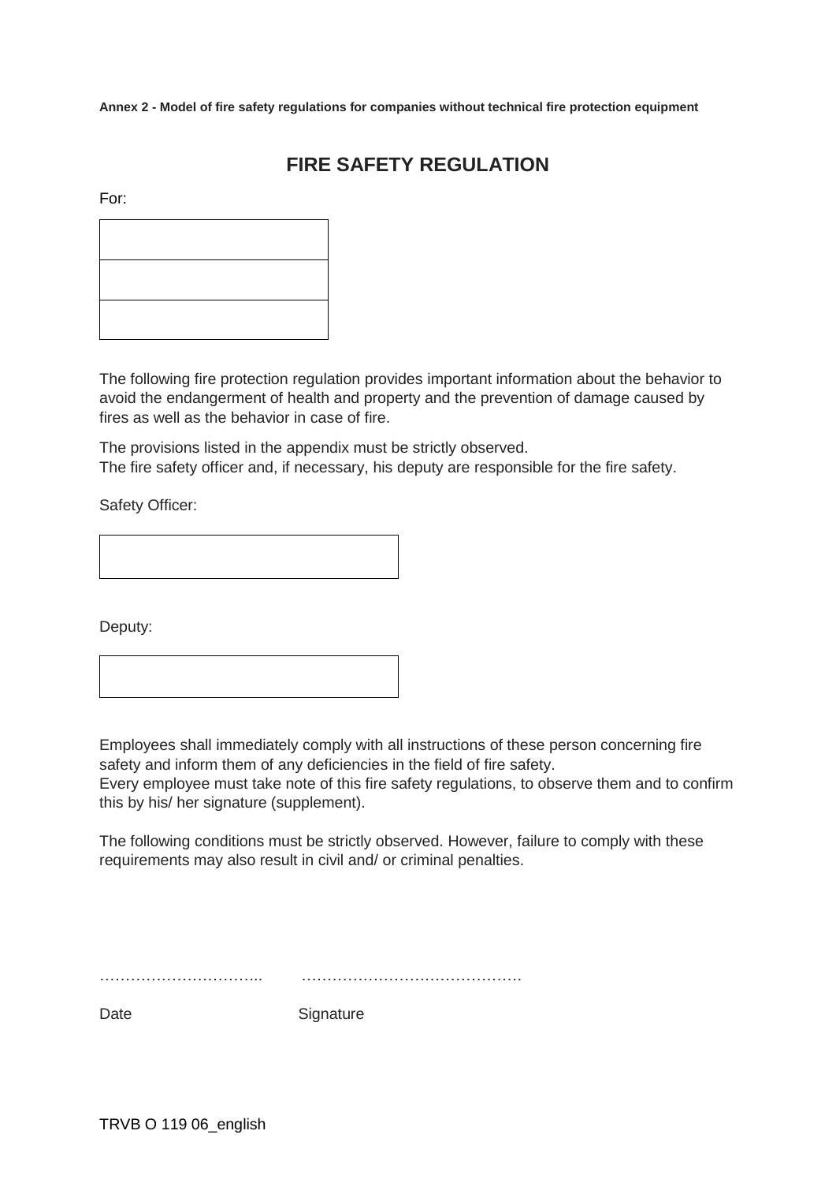**Annex 2 - Model of fire safety regulations for companies without technical fire protection equipment**

# FIRE SAFETY REGULATION

For:

| |
|---|
| |
| |
| |

The following fire protection regulation provides important information about the behavior to avoid the endangerment of health and property and the prevention of damage caused by fires as well as the behavior in case of fire.

The provisions listed in the appendix must be strictly observed.
The fire safety officer and, if necessary, his deputy are responsible for the fire safety.

Safety Officer:

| |
|---|
| |

Deputy:

| |
|---|
| |

Employees shall immediately comply with all instructions of these person concerning fire safety and inform them of any deficiencies in the field of fire safety.
Every employee must take note of this fire safety regulations, to observe them and to confirm this by his/ her signature (supplement).

The following conditions must be strictly observed. However, failure to comply with these requirements may also result in civil and/ or criminal penalties.

…………………………..    ……………………………………

Date    Signature

TRVB O 119 06_english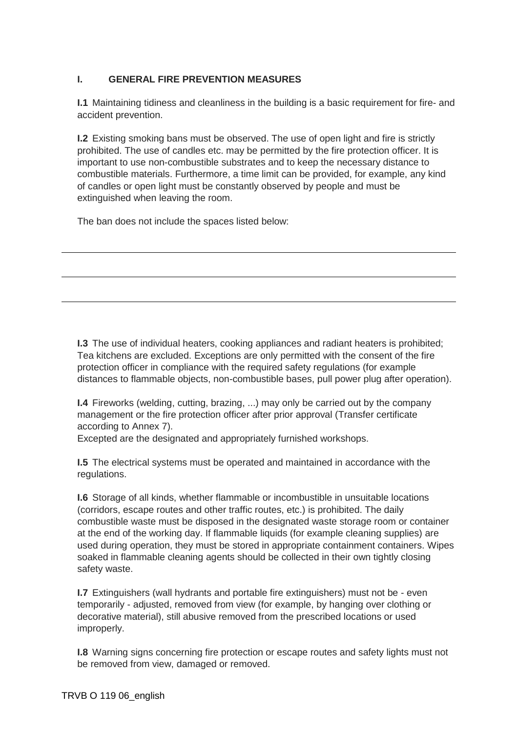## I. GENERAL FIRE PREVENTION MEASURES

**I.1** Maintaining tidiness and cleanliness in the building is a basic requirement for fire- and accident prevention.

**I.2** Existing smoking bans must be observed. The use of open light and fire is strictly prohibited. The use of candles etc. may be permitted by the fire protection officer. It is important to use non-combustible substrates and to keep the necessary distance to combustible materials. Furthermore, a time limit can be provided, for example, any kind of candles or open light must be constantly observed by people and must be extinguished when leaving the room.

The ban does not include the spaces listed below:

---

---

---

**I.3** The use of individual heaters, cooking appliances and radiant heaters is prohibited; Tea kitchens are excluded. Exceptions are only permitted with the consent of the fire protection officer in compliance with the required safety regulations (for example distances to flammable objects, non-combustible bases, pull power plug after operation).

**I.4** Fireworks (welding, cutting, brazing, ...) may only be carried out by the company management or the fire protection officer after prior approval (Transfer certificate according to Annex 7).
Excepted are the designated and appropriately furnished workshops.

**I.5** The electrical systems must be operated and maintained in accordance with the regulations.

**I.6** Storage of all kinds, whether flammable or incombustible in unsuitable locations (corridors, escape routes and other traffic routes, etc.) is prohibited. The daily combustible waste must be disposed in the designated waste storage room or container at the end of the working day. If flammable liquids (for example cleaning supplies) are used during operation, they must be stored in appropriate containment containers. Wipes soaked in flammable cleaning agents should be collected in their own tightly closing safety waste.

**I.7** Extinguishers (wall hydrants and portable fire extinguishers) must not be - even temporarily - adjusted, removed from view (for example, by hanging over clothing or decorative material), still abusive removed from the prescribed locations or used improperly.

**I.8** Warning signs concerning fire protection or escape routes and safety lights must not be removed from view, damaged or removed.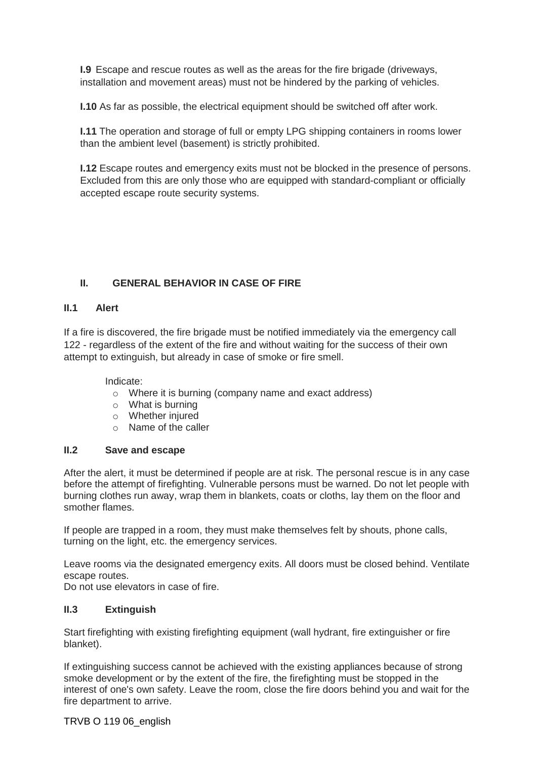**I.9** Escape and rescue routes as well as the areas for the fire brigade (driveways, installation and movement areas) must not be hindered by the parking of vehicles.

**I.10** As far as possible, the electrical equipment should be switched off after work.

**I.11** The operation and storage of full or empty LPG shipping containers in rooms lower than the ambient level (basement) is strictly prohibited.

**I.12** Escape routes and emergency exits must not be blocked in the presence of persons. Excluded from this are only those who are equipped with standard-compliant or officially accepted escape route security systems.

## II. GENERAL BEHAVIOR IN CASE OF FIRE

### II.1 Alert

If a fire is discovered, the fire brigade must be notified immediately via the emergency call 122 - regardless of the extent of the fire and without waiting for the success of their own attempt to extinguish, but already in case of smoke or fire smell.

Indicate:

- Where it is burning (company name and exact address)
- What is burning
- Whether injured
- Name of the caller

### II.2 Save and escape

After the alert, it must be determined if people are at risk. The personal rescue is in any case before the attempt of firefighting. Vulnerable persons must be warned. Do not let people with burning clothes run away, wrap them in blankets, coats or cloths, lay them on the floor and smother flames.

If people are trapped in a room, they must make themselves felt by shouts, phone calls, turning on the light, etc. the emergency services.

Leave rooms via the designated emergency exits. All doors must be closed behind. Ventilate escape routes.
Do not use elevators in case of fire.

### II.3 Extinguish

Start firefighting with existing firefighting equipment (wall hydrant, fire extinguisher or fire blanket).

If extinguishing success cannot be achieved with the existing appliances because of strong smoke development or by the extent of the fire, the firefighting must be stopped in the interest of one's own safety. Leave the room, close the fire doors behind you and wait for the fire department to arrive.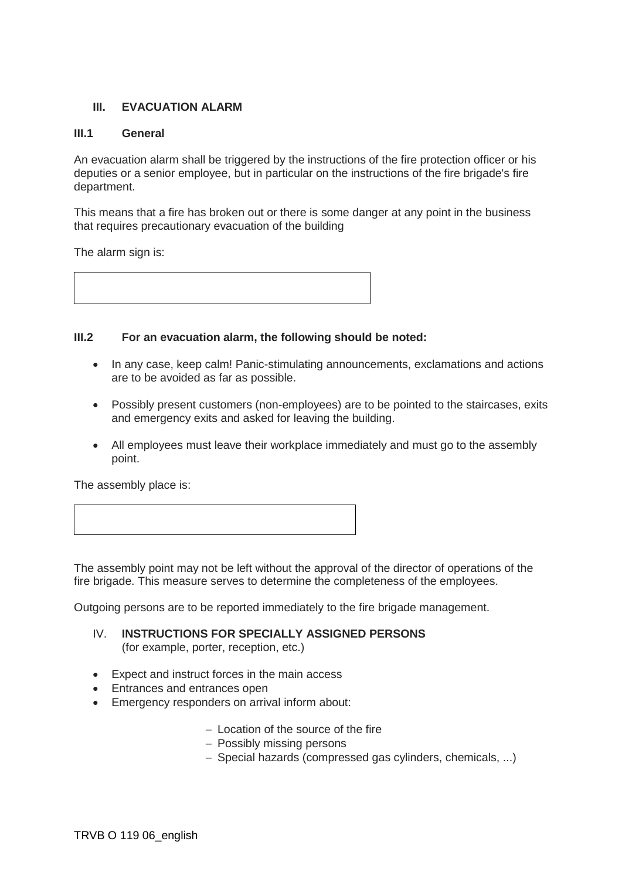## III. EVACUATION ALARM

### III.1 General

An evacuation alarm shall be triggered by the instructions of the fire protection officer or his deputies or a senior employee, but in particular on the instructions of the fire brigade's fire department.

This means that a fire has broken out or there is some danger at any point in the business that requires precautionary evacuation of the building

The alarm sign is:

| |
|---|
| |

### III.2 For an evacuation alarm, the following should be noted:

- In any case, keep calm! Panic-stimulating announcements, exclamations and actions are to be avoided as far as possible.
- Possibly present customers (non-employees) are to be pointed to the staircases, exits and emergency exits and asked for leaving the building.
- All employees must leave their workplace immediately and must go to the assembly point.

The assembly place is:

| |
|---|
| |

The assembly point may not be left without the approval of the director of operations of the fire brigade. This measure serves to determine the completeness of the employees.

Outgoing persons are to be reported immediately to the fire brigade management.

## IV. INSTRUCTIONS FOR SPECIALLY ASSIGNED PERSONS

(for example, porter, reception, etc.)

- Expect and instruct forces in the main access
- Entrances and entrances open
- Emergency responders on arrival inform about:
  - Location of the source of the fire
  - Possibly missing persons
  - Special hazards (compressed gas cylinders, chemicals, ...)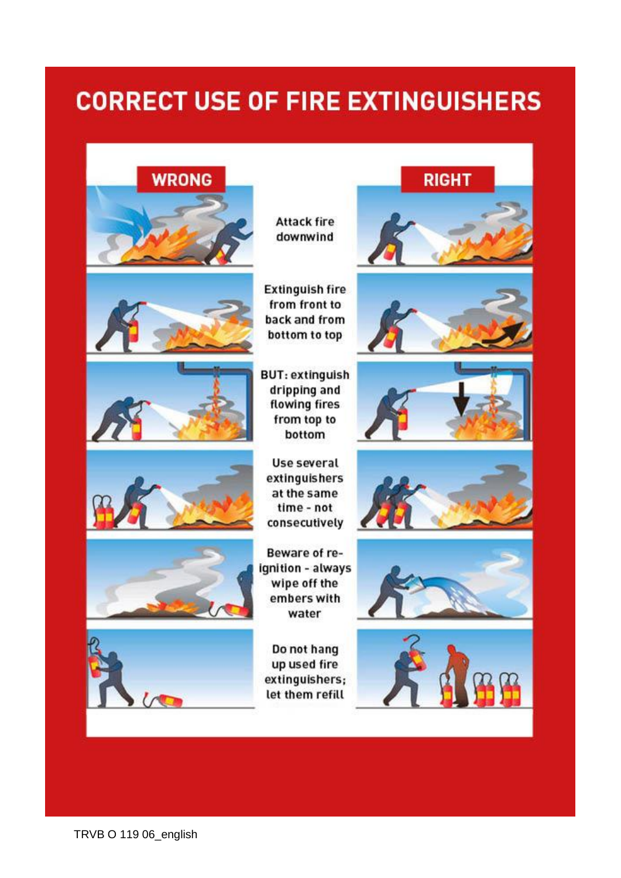# CORRECT USE OF FIRE EXTINGUISHERS

| WRONG | | RIGHT |
|---|---|---|
| | Attack fire downwind | |
| | Extinguish fire from front to back and from bottom to top | |
| | BUT: extinguish dripping and flowing fires from top to bottom | |
| | Use several extinguishers at the same time - not consecutively | |
| | Beware of re-ignition - always wipe off the embers with water | |
| | Do not hang up used fire extinguishers; let them refill | |

TRVB O 119 06_english